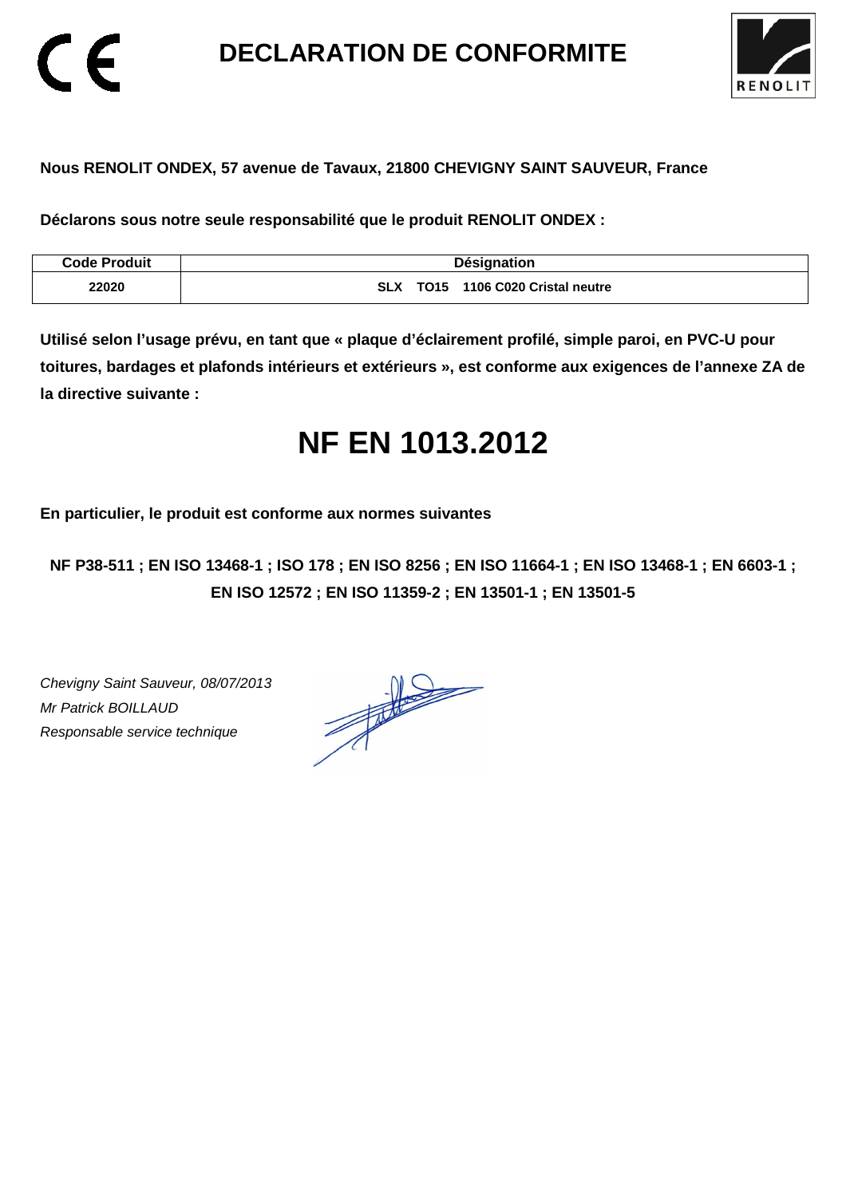# DECLARATION DE CONFORMITE

**Nous RENOLIT ONDEX, 57 avenue de Tavaux, 21800 CHEVIGNY SAINT SAUVEUR, France**

**Déclarons sous notre seule responsabilité que le produit RENOLIT ONDEX :**

| Code Produit | Désignation |
| --- | --- |
| 22020 | SLX TO15 1106 C020 Cristal neutre |

**Utilisé selon l'usage prévu, en tant que « plaque d'éclairement profilé, simple paroi, en PVC-U pour toitures, bardages et plafonds intérieurs et extérieurs », est conforme aux exigences de l'annexe ZA de la directive suivante :**

# NF EN 1013.2012

**En particulier, le produit est conforme aux normes suivantes**

**NF P38-511 ; EN ISO 13468-1 ; ISO 178 ; EN ISO 8256 ; EN ISO 11664-1 ; EN ISO 13468-1 ; EN 6603-1 ; EN ISO 12572 ; EN ISO 11359-2 ; EN 13501-1 ; EN 13501-5**

*Chevigny Saint Sauveur, 08/07/2013*
*Mr Patrick BOILLAUD*
*Responsable service technique*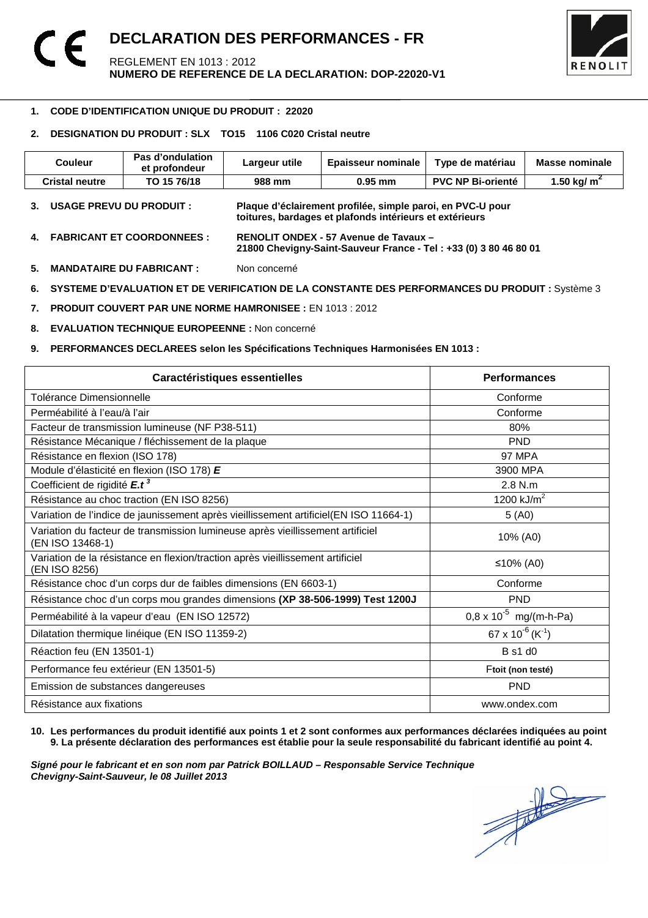# DECLARATION DES PERFORMANCES - FR

REGLEMENT EN 1013 : 2012
**NUMERO DE REFERENCE DE LA DECLARATION: DOP-22020-V1**

1. **CODE D'IDENTIFICATION UNIQUE DU PRODUIT : 22020**

2. **DESIGNATION DU PRODUIT : SLX TO15 1106 C020 Cristal neutre**

| Couleur | Pas d'ondulation et profondeur | Largeur utile | Epaisseur nominale | Type de matériau | Masse nominale |
|---|---|---|---|---|---|
| **Cristal neutre** | **TO 15 76/18** | **988 mm** | **0.95 mm** | **PVC NP Bi-orienté** | **1.50 kg/ m²** |

3. **USAGE PREVU DU PRODUIT :** **Plaque d'éclairement profilée, simple paroi, en PVC-U pour toitures, bardages et plafonds intérieurs et extérieurs**

4. **FABRICANT ET COORDONNEES :** **RENOLIT ONDEX - 57 Avenue de Tavaux – 21800 Chevigny-Saint-Sauveur France - Tel : +33 (0) 3 80 46 80 01**

5. **MANDATAIRE DU FABRICANT :** Non concerné

6. **SYSTEME D'EVALUATION ET DE VERIFICATION DE LA CONSTANTE DES PERFORMANCES DU PRODUIT :** Système 3

7. **PRODUIT COUVERT PAR UNE NORME HAMRONISEE :** EN 1013 : 2012

8. **EVALUATION TECHNIQUE EUROPEENNE :** Non concerné

9. **PERFORMANCES DECLAREES selon les Spécifications Techniques Harmonisées EN 1013 :**

| Caractéristiques essentielles | Performances |
|---|---|
| Tolérance Dimensionnelle | Conforme |
| Perméabilité à l'eau/à l'air | Conforme |
| Facteur de transmission lumineuse (NF P38-511) | 80% |
| Résistance Mécanique / fléchissement de la plaque | PND |
| Résistance en flexion (ISO 178) | 97 MPA |
| Module d'élasticité en flexion (ISO 178) ***E*** | 3900 MPA |
| Coefficient de rigidité $E.t^3$ | 2.8 N.m |
| Résistance au choc traction (EN ISO 8256) | 1200 kJ/m² |
| Variation de l'indice de jaunissement après vieillissement artificiel(EN ISO 11664-1) | 5 (A0) |
| Variation du facteur de transmission lumineuse après vieillissement artificiel (EN ISO 13468-1) | 10% (A0) |
| Variation de la résistance en flexion/traction après vieillissement artificiel (EN ISO 8256) | ≤10% (A0) |
| Résistance choc d'un corps dur de faibles dimensions (EN 6603-1) | Conforme |
| Résistance choc d'un corps mou grandes dimensions **(XP 38-506-1999) Test 1200J** | PND |
| Perméabilité à la vapeur d'eau (EN ISO 12572) | $0{,}8 \times 10^{-5}$ mg/(m-h-Pa) |
| Dilatation thermique linéique (EN ISO 11359-2) | $67 \times 10^{-6}$ ($K^{-1}$) |
| Réaction feu (EN 13501-1) | B s1 d0 |
| Performance feu extérieur (EN 13501-5) | F**toit (non testé)** |
| Emission de substances dangereuses | PND |
| Résistance aux fixations | www.ondex.com |

10. **Les performances du produit identifié aux points 1 et 2 sont conformes aux performances déclarées indiquées au point 9. La présente déclaration des performances est établie pour la seule responsabilité du fabricant identifié au point 4.**

***Signé pour le fabricant et en son nom par Patrick BOILLAUD – Responsable Service Technique***
***Chevigny-Saint-Sauveur, le 08 Juillet 2013***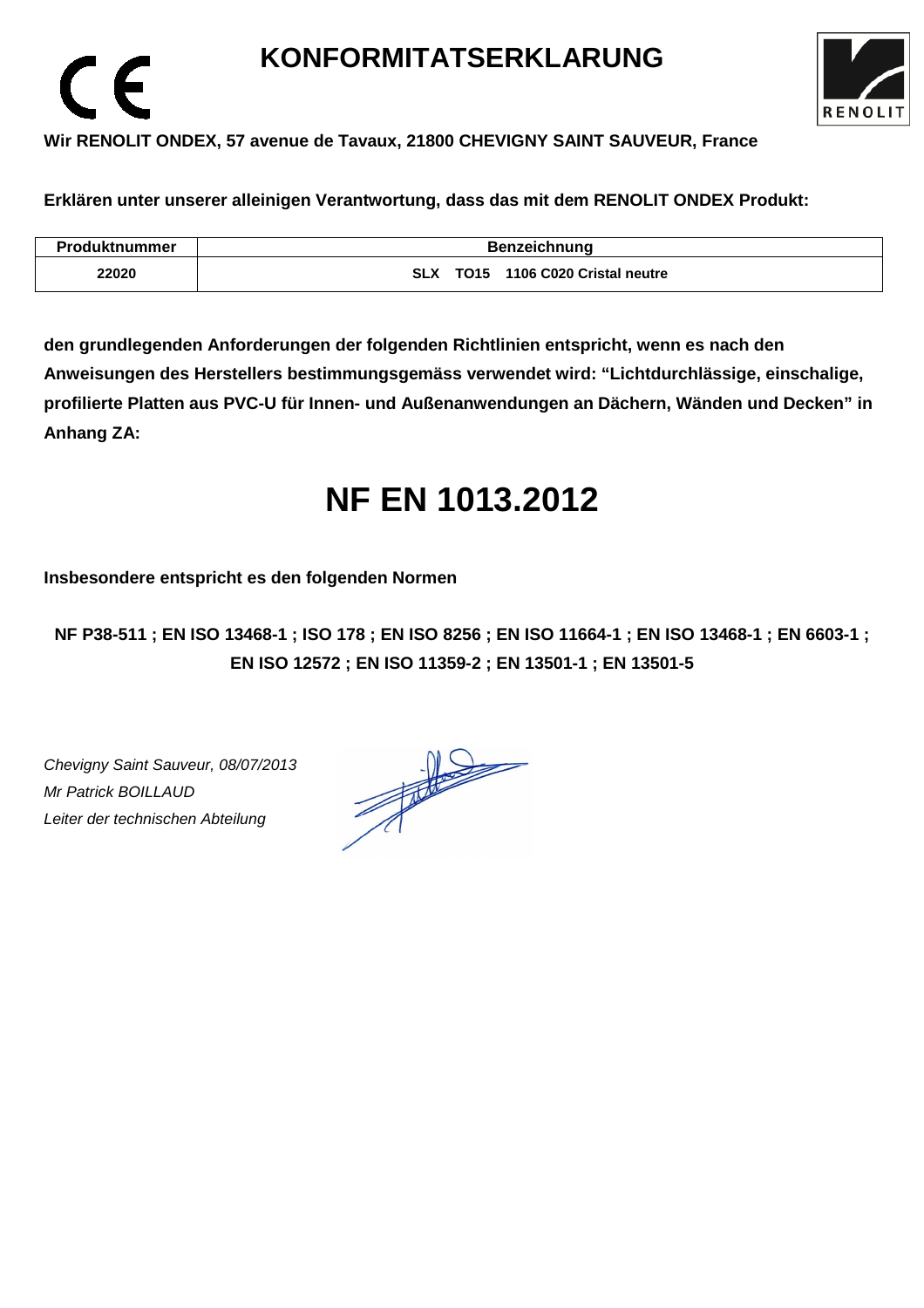# KONFORMITATSERKLARUNG

**Wir RENOLIT ONDEX, 57 avenue de Tavaux, 21800 CHEVIGNY SAINT SAUVEUR, France**

**Erklären unter unserer alleinigen Verantwortung, dass das mit dem RENOLIT ONDEX Produkt:**

| Produktnummer | Benzeichnung |
|---|---|
| 22020 | SLX TO15 1106 C020 Cristal neutre |

**den grundlegenden Anforderungen der folgenden Richtlinien entspricht, wenn es nach den Anweisungen des Herstellers bestimmungsgemäss verwendet wird: "Lichtdurchlässige, einschalige, profilierte Platten aus PVC-U für Innen- und Außenanwendungen an Dächern, Wänden und Decken" in Anhang ZA:**

# NF EN 1013.2012

**Insbesondere entspricht es den folgenden Normen**

**NF P38-511 ; EN ISO 13468-1 ; ISO 178 ; EN ISO 8256 ; EN ISO 11664-1 ; EN ISO 13468-1 ; EN 6603-1 ; EN ISO 12572 ; EN ISO 11359-2 ; EN 13501-1 ; EN 13501-5**

*Chevigny Saint Sauveur, 08/07/2013*
*Mr Patrick BOILLAUD*
*Leiter der technischen Abteilung*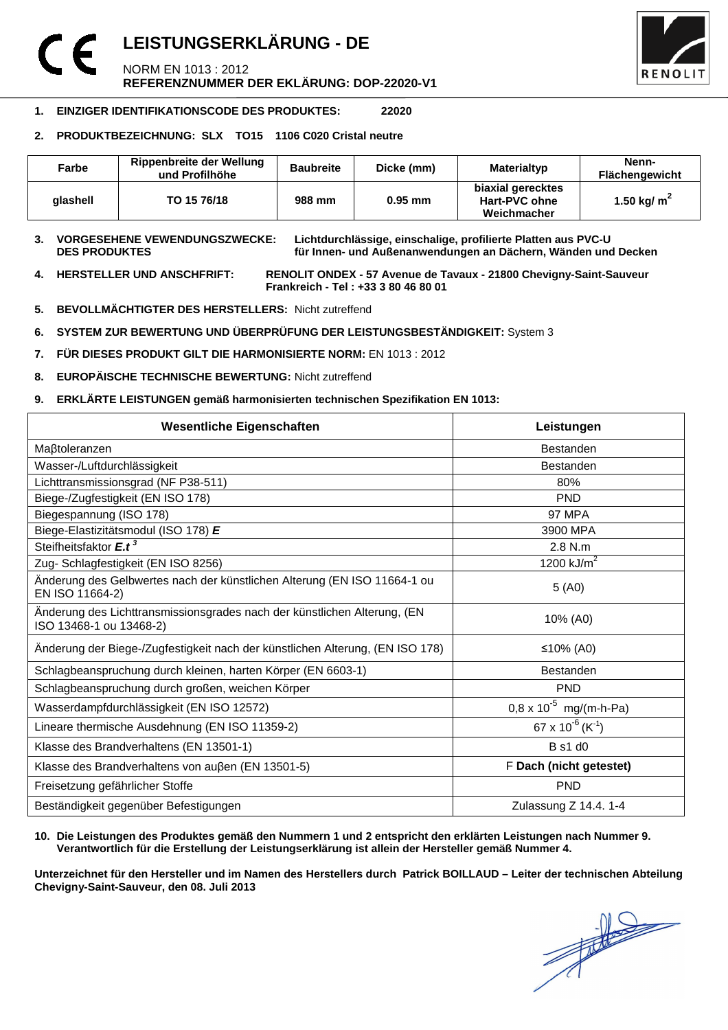# LEISTUNGSERKLÄRUNG - DE

NORM EN 1013 : 2012

**REFERENZNUMMER DER EKLÄRUNG: DOP-22020-V1**

**1. EINZIGER IDENTIFIKATIONSCODE DES PRODUKTES: 22020**

**2. PRODUKTBEZEICHNUNG: SLX TO15 1106 C020 Cristal neutre**

| Farbe | Rippenbreite der Wellung und Profilhöhe | Baubreite | Dicke (mm) | Materialtyp | Nenn-Flächengewicht |
|---|---|---|---|---|---|
| **glashell** | **TO 15 76/18** | **988 mm** | **0.95 mm** | **biaxial gerecktes Hart-PVC ohne Weichmacher** | **1.50 kg/ $m^2$** |

**3. VORGESEHENE VEWENDUNGSZWECKE: DES PRODUKTES** **Lichtdurchlässige, einschalige, profilierte Platten aus PVC-U für Innen- und Außenanwendungen an Dächern, Wänden und Decken**

**4. HERSTELLER UND ANSCHFRIFT:** **RENOLIT ONDEX - 57 Avenue de Tavaux - 21800 Chevigny-Saint-Sauveur Frankreich - Tel : +33 3 80 46 80 01**

**5. BEVOLLMÄCHTIGTER DES HERSTELLERS:** Nicht zutreffend

**6. SYSTEM ZUR BEWERTUNG UND ÜBERPRÜFUNG DER LEISTUNGSBESTÄNDIGKEIT:** System 3

**7. FÜR DIESES PRODUKT GILT DIE HARMONISIERTE NORM:** EN 1013 : 2012

**8. EUROPÄISCHE TECHNISCHE BEWERTUNG:** Nicht zutreffend

**9. ERKLÄRTE LEISTUNGEN gemäß harmonisierten technischen Spezifikation EN 1013:**

| Wesentliche Eigenschaften | Leistungen |
|---|---|
| Maβtoleranzen | Bestanden |
| Wasser-/Luftdurchlässigkeit | Bestanden |
| Lichttransmissionsgrad (NF P38-511) | 80% |
| Biege-/Zugfestigkeit (EN ISO 178) | PND |
| Biegespannung (ISO 178) | 97 MPA |
| Biege-Elastizitätsmodul (ISO 178) ***E*** | 3900 MPA |
| Steifheitsfaktor $E.t^3$ | 2.8 N.m |
| Zug- Schlagfestigkeit (EN ISO 8256) | 1200 kJ/$m^2$ |
| Änderung des Gelbwertes nach der künstlichen Alterung (EN ISO 11664-1 ou EN ISO 11664-2) | 5 (A0) |
| Änderung des Lichttransmissionsgrades nach der künstlichen Alterung, (EN ISO 13468-1 ou 13468-2) | 10% (A0) |
| Änderung der Biege-/Zugfestigkeit nach der künstlichen Alterung, (EN ISO 178) | ≤10% (A0) |
| Schlagbeanspruchung durch kleinen, harten Körper (EN 6603-1) | Bestanden |
| Schlagbeanspruchung durch großen, weichen Körper | PND |
| Wasserdampfdurchlässigkeit (EN ISO 12572) | $0,8 \times 10^{-5}$ mg/(m-h-Pa) |
| Lineare thermische Ausdehnung (EN ISO 11359-2) | $67 \times 10^{-6}$ ($K^{-1}$) |
| Klasse des Brandverhaltens (EN 13501-1) | B s1 d0 |
| Klasse des Brandverhaltens von auβen (EN 13501-5) | F **Dach (nicht getestet)** |
| Freisetzung gefährlicher Stoffe | PND |
| Beständigkeit gegenüber Befestigungen | Zulassung Z 14.4. 1-4 |

**10. Die Leistungen des Produktes gemäß den Nummern 1 und 2 entspricht den erklärten Leistungen nach Nummer 9. Verantwortlich für die Erstellung der Leistungserklärung ist allein der Hersteller gemäß Nummer 4.**

**Unterzeichnet für den Hersteller und im Namen des Herstellers durch Patrick BOILLAUD – Leiter der technischen Abteilung Chevigny-Saint-Sauveur, den 08. Juli 2013**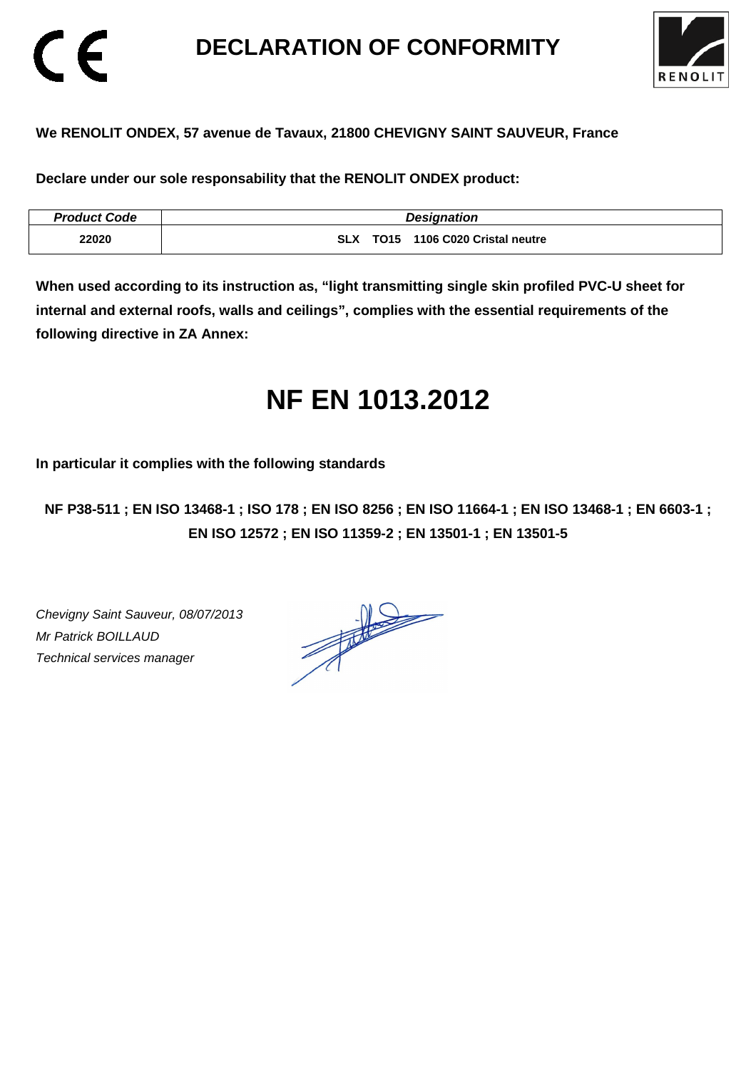# DECLARATION OF CONFORMITY

**We RENOLIT ONDEX, 57 avenue de Tavaux, 21800 CHEVIGNY SAINT SAUVEUR, France**

**Declare under our sole responsability that the RENOLIT ONDEX product:**

| *Product Code* | *Designation* |
|---|---|
| 22020 | SLX TO15 1106 C020 Cristal neutre |

**When used according to its instruction as, "light transmitting single skin profiled PVC-U sheet for internal and external roofs, walls and ceilings", complies with the essential requirements of the following directive in ZA Annex:**

# NF EN 1013.2012

**In particular it complies with the following standards**

**NF P38-511 ; EN ISO 13468-1 ; ISO 178 ; EN ISO 8256 ; EN ISO 11664-1 ; EN ISO 13468-1 ; EN 6603-1 ; EN ISO 12572 ; EN ISO 11359-2 ; EN 13501-1 ; EN 13501-5**

*Chevigny Saint Sauveur, 08/07/2013*
*Mr Patrick BOILLAUD*
*Technical services manager*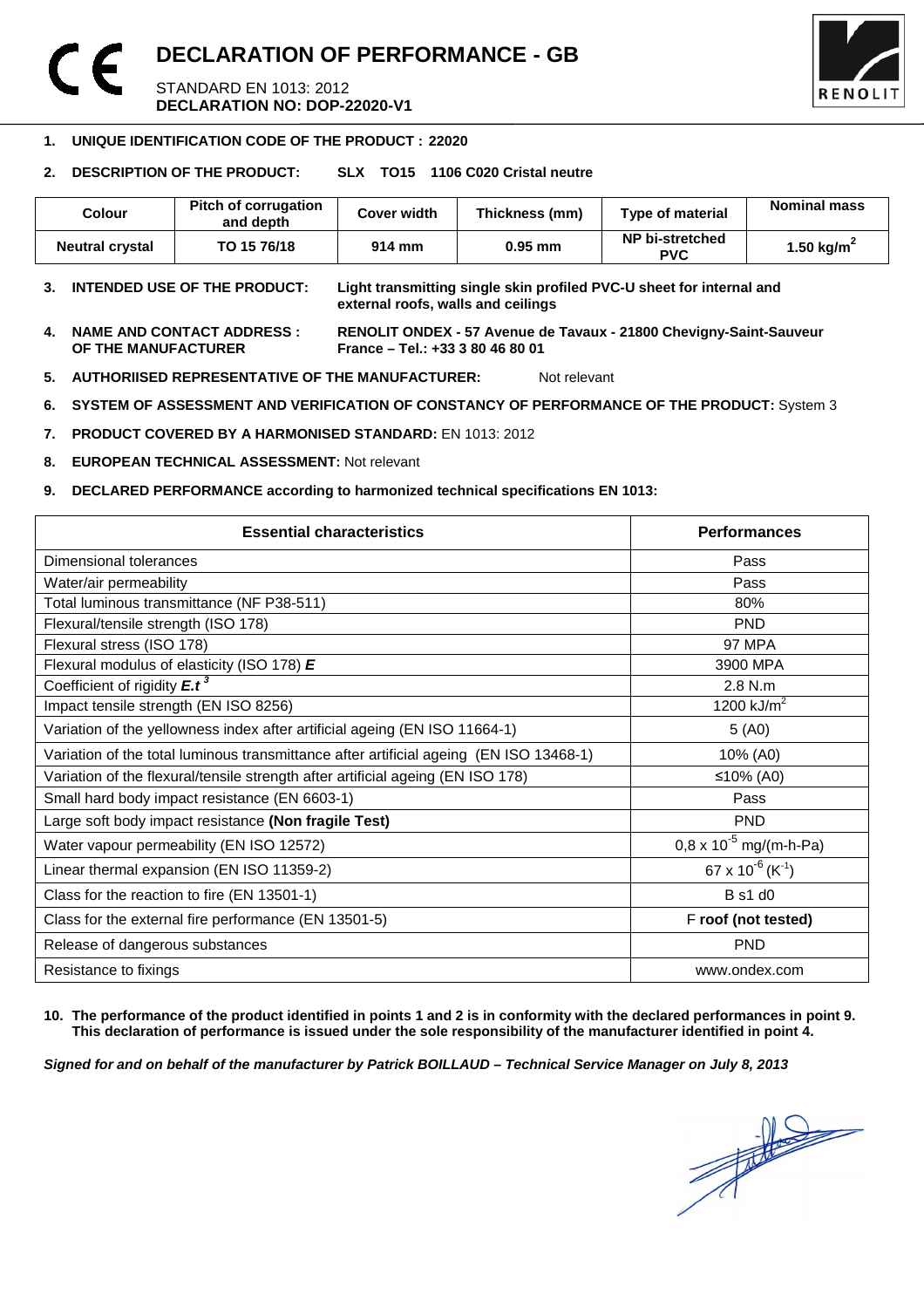# DECLARATION OF PERFORMANCE - GB

STANDARD EN 1013: 2012
**DECLARATION NO: DOP-22020-V1**

**1. UNIQUE IDENTIFICATION CODE OF THE PRODUCT : 22020**

**2. DESCRIPTION OF THE PRODUCT: SLX TO15 1106 C020 Cristal neutre**

| Colour | Pitch of corrugation and depth | Cover width | Thickness (mm) | Type of material | Nominal mass |
|---|---|---|---|---|---|
| **Neutral crystal** | **TO 15 76/18** | **914 mm** | **0.95 mm** | **NP bi-stretched PVC** | **1.50 kg/m$^2$** |

**3. INTENDED USE OF THE PRODUCT:** **Light transmitting single skin profiled PVC-U sheet for internal and external roofs, walls and ceilings**

**4. NAME AND CONTACT ADDRESS : OF THE MANUFACTURER** **RENOLIT ONDEX - 57 Avenue de Tavaux - 21800 Chevigny-Saint-Sauveur France – Tel.: +33 3 80 46 80 01**

**5. AUTHORIISED REPRESENTATIVE OF THE MANUFACTURER:** Not relevant

**6. SYSTEM OF ASSESSMENT AND VERIFICATION OF CONSTANCY OF PERFORMANCE OF THE PRODUCT:** System 3

**7. PRODUCT COVERED BY A HARMONISED STANDARD:** EN 1013: 2012

**8. EUROPEAN TECHNICAL ASSESSMENT:** Not relevant

**9. DECLARED PERFORMANCE according to harmonized technical specifications EN 1013:**

| Essential characteristics | Performances |
|---|---|
| Dimensional tolerances | Pass |
| Water/air permeability | Pass |
| Total luminous transmittance (NF P38-511) | 80% |
| Flexural/tensile strength (ISO 178) | PND |
| Flexural stress (ISO 178) | 97 MPA |
| Flexural modulus of elasticity (ISO 178) ***E*** | 3900 MPA |
| Coefficient of rigidity $\boldsymbol{E.t^3}$ | 2.8 N.m |
| Impact tensile strength (EN ISO 8256) | 1200 kJ/m$^2$ |
| Variation of the yellowness index after artificial ageing (EN ISO 11664-1) | 5 (A0) |
| Variation of the total luminous transmittance after artificial ageing (EN ISO 13468-1) | 10% (A0) |
| Variation of the flexural/tensile strength after artificial ageing (EN ISO 178) | ≤10% (A0) |
| Small hard body impact resistance (EN 6603-1) | Pass |
| Large soft body impact resistance **(Non fragile Test)** | PND |
| Water vapour permeability (EN ISO 12572) | $0,8 \times 10^{-5}$ mg/(m-h-Pa) |
| Linear thermal expansion (EN ISO 11359-2) | $67 \times 10^{-6}$ ($K^{-1}$) |
| Class for the reaction to fire (EN 13501-1) | B s1 d0 |
| Class for the external fire performance (EN 13501-5) | F **roof (not tested)** |
| Release of dangerous substances | PND |
| Resistance to fixings | www.ondex.com |

**10. The performance of the product identified in points 1 and 2 is in conformity with the declared performances in point 9. This declaration of performance is issued under the sole responsibility of the manufacturer identified in point 4.**

***Signed for and on behalf of the manufacturer by Patrick BOILLAUD – Technical Service Manager on July 8, 2013***